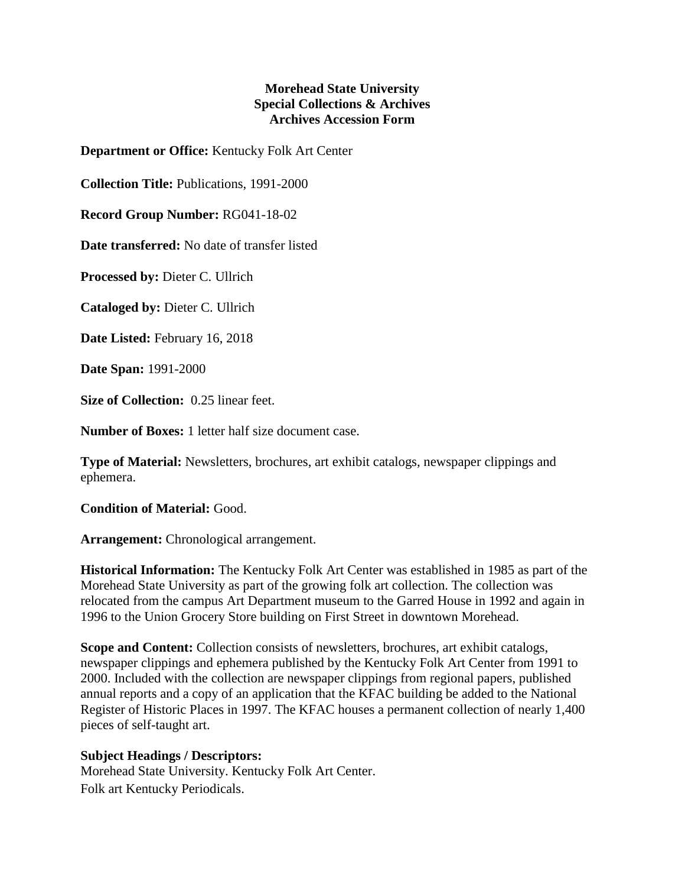**Morehead State University**
**Special Collections & Archives**
**Archives Accession Form**

**Department or Office:** Kentucky Folk Art Center

**Collection Title:** Publications, 1991-2000

**Record Group Number:** RG041-18-02

**Date transferred:** No date of transfer listed

**Processed by:** Dieter C. Ullrich

**Cataloged by:** Dieter C. Ullrich

**Date Listed:** February 16, 2018

**Date Span:** 1991-2000

**Size of Collection:** 0.25 linear feet.

**Number of Boxes:** 1 letter half size document case.

**Type of Material:** Newsletters, brochures, art exhibit catalogs, newspaper clippings and ephemera.

**Condition of Material:** Good.

**Arrangement:** Chronological arrangement.

**Historical Information:** The Kentucky Folk Art Center was established in 1985 as part of the Morehead State University as part of the growing folk art collection. The collection was relocated from the campus Art Department museum to the Garred House in 1992 and again in 1996 to the Union Grocery Store building on First Street in downtown Morehead.

**Scope and Content:** Collection consists of newsletters, brochures, art exhibit catalogs, newspaper clippings and ephemera published by the Kentucky Folk Art Center from 1991 to 2000. Included with the collection are newspaper clippings from regional papers, published annual reports and a copy of an application that the KFAC building be added to the National Register of Historic Places in 1997. The KFAC houses a permanent collection of nearly 1,400 pieces of self-taught art.

**Subject Headings / Descriptors:**
Morehead State University. Kentucky Folk Art Center.
Folk art Kentucky Periodicals.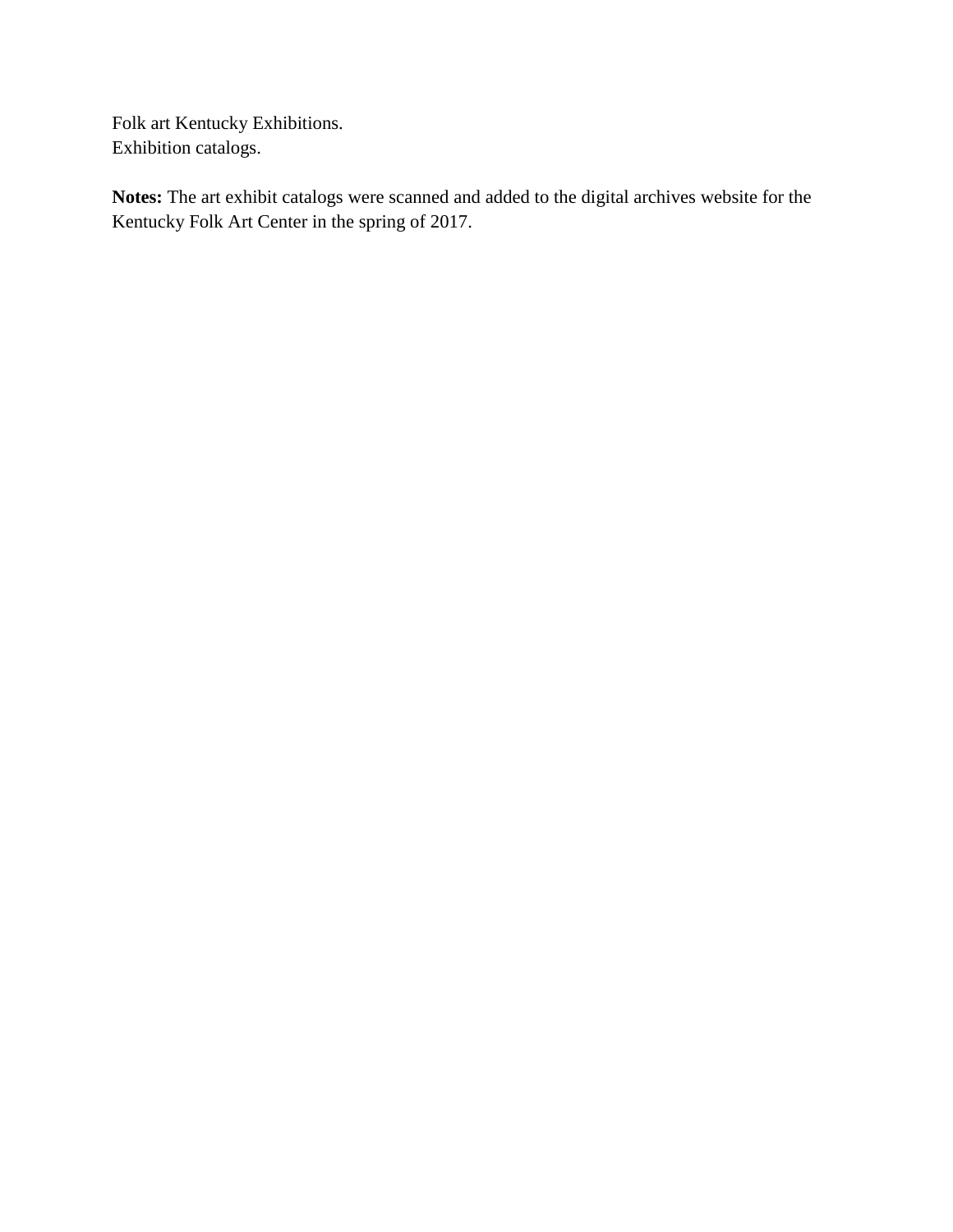Folk art Kentucky Exhibitions.
Exhibition catalogs.

**Notes:** The art exhibit catalogs were scanned and added to the digital archives website for the Kentucky Folk Art Center in the spring of 2017.